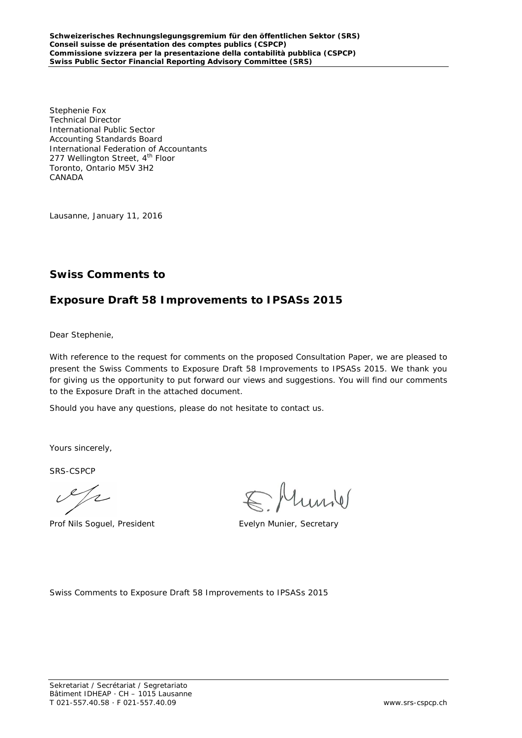**Schweizerisches Rechnungslegungsgremium für den öffentlichen Sektor (SRS)**
**Conseil suisse de présentation des comptes publics (CSPCP)**
**Commissione svizzera per la presentazione della contabilità pubblica (CSPCP)**
**Swiss Public Sector Financial Reporting Advisory Committee (SRS)**

Stephenie Fox
Technical Director
International Public Sector
Accounting Standards Board
International Federation of Accountants
277 Wellington Street, 4th Floor
Toronto, Ontario M5V 3H2
CANADA

Lausanne, January 11, 2016

## Swiss Comments to

## Exposure Draft 58 Improvements to IPSASs 2015

Dear Stephenie,

With reference to the request for comments on the proposed Consultation Paper, we are pleased to present the Swiss Comments to Exposure Draft 58 Improvements to IPSASs 2015. We thank you for giving us the opportunity to put forward our views and suggestions. You will find our comments to the Exposure Draft in the attached document.

Should you have any questions, please do not hesitate to contact us.

Yours sincerely,

SRS-CSPCP

Prof Nils Soguel, President

Evelyn Munier, Secretary

Swiss Comments to Exposure Draft 58 Improvements to IPSASs 2015

Sekretariat / Secrétariat / Segretariato
Bâtiment IDHEAP · CH – 1015 Lausanne
T 021-557.40.58 · F 021-557.40.09
www.srs-cspcp.ch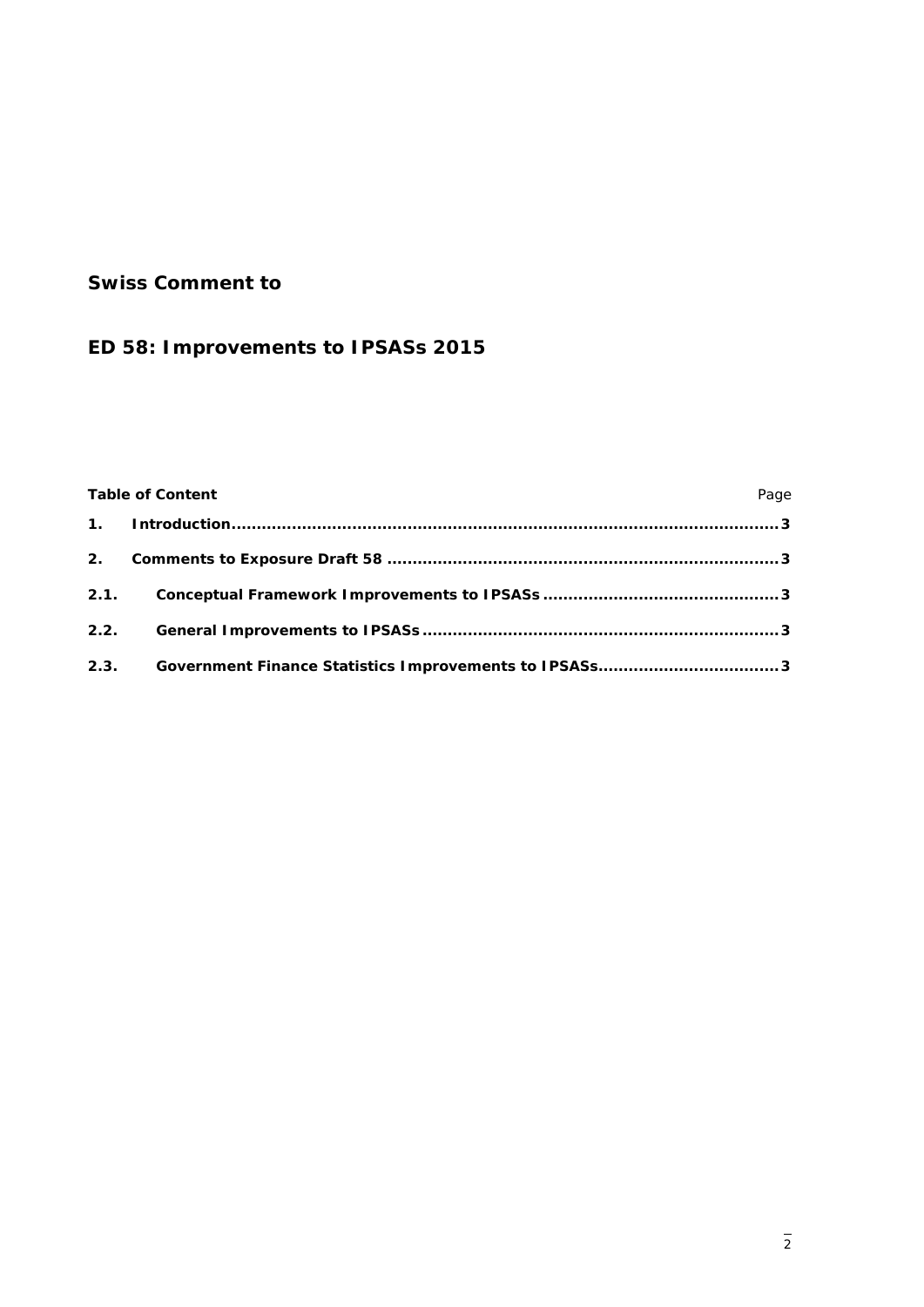**Swiss Comment to**

**ED 58: Improvements to IPSASs 2015**

| **Table of Content** | | Page |
|---|---|---|
| **1.** | **Introduction** | **3** |
| **2.** | **Comments to Exposure Draft 58** | **3** |
| **2.1.** | **Conceptual Framework Improvements to IPSASs** | **3** |
| **2.2.** | **General Improvements to IPSASs** | **3** |
| **2.3.** | **Government Finance Statistics Improvements to IPSASs** | **3** |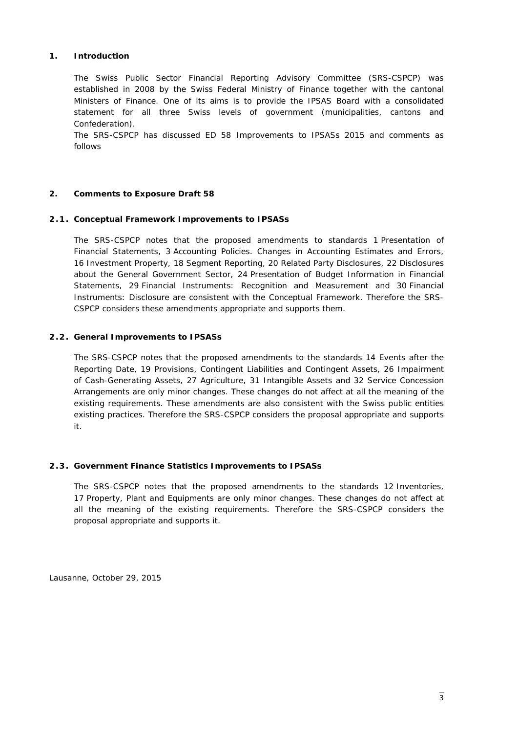## 1. Introduction

The Swiss Public Sector Financial Reporting Advisory Committee (SRS-CSPCP) was established in 2008 by the Swiss Federal Ministry of Finance together with the cantonal Ministers of Finance. One of its aims is to provide the IPSAS Board with a consolidated statement for all three Swiss levels of government (municipalities, cantons and Confederation).

The SRS-CSPCP has discussed ED 58 Improvements to IPSASs 2015 and comments as follows

## 2. Comments to Exposure Draft 58

### 2.1. Conceptual Framework Improvements to IPSASs

The SRS-CSPCP notes that the proposed amendments to standards 1 Presentation of Financial Statements, 3 Accounting Policies. Changes in Accounting Estimates and Errors, 16 Investment Property, 18 Segment Reporting, 20 Related Party Disclosures, 22 Disclosures about the General Government Sector, 24 Presentation of Budget Information in Financial Statements, 29 Financial Instruments: Recognition and Measurement and 30 Financial Instruments: Disclosure are consistent with the Conceptual Framework. Therefore the SRS-CSPCP considers these amendments appropriate and supports them.

### 2.2. General Improvements to IPSASs

The SRS-CSPCP notes that the proposed amendments to the standards 14 Events after the Reporting Date, 19 Provisions, Contingent Liabilities and Contingent Assets, 26 Impairment of Cash-Generating Assets, 27 Agriculture, 31 Intangible Assets and 32 Service Concession Arrangements are only minor changes. These changes do not affect at all the meaning of the existing requirements. These amendments are also consistent with the Swiss public entities existing practices. Therefore the SRS-CSPCP considers the proposal appropriate and supports it.

### 2.3. Government Finance Statistics Improvements to IPSASs

The SRS-CSPCP notes that the proposed amendments to the standards 12 Inventories, 17 Property, Plant and Equipments are only minor changes. These changes do not affect at all the meaning of the existing requirements. Therefore the SRS-CSPCP considers the proposal appropriate and supports it.

Lausanne, October 29, 2015